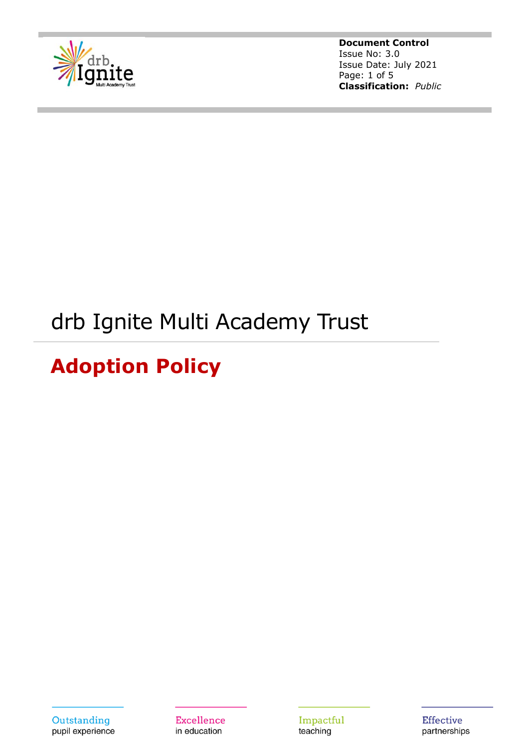**Document Control**
Issue No: 3.0
Issue Date: July 2021
**Classification:** *Public*

# drb Ignite Multi Academy Trust

## Adoption Policy

Outstanding pupil experience | Excellence in education | Impactful teaching | Effective partnerships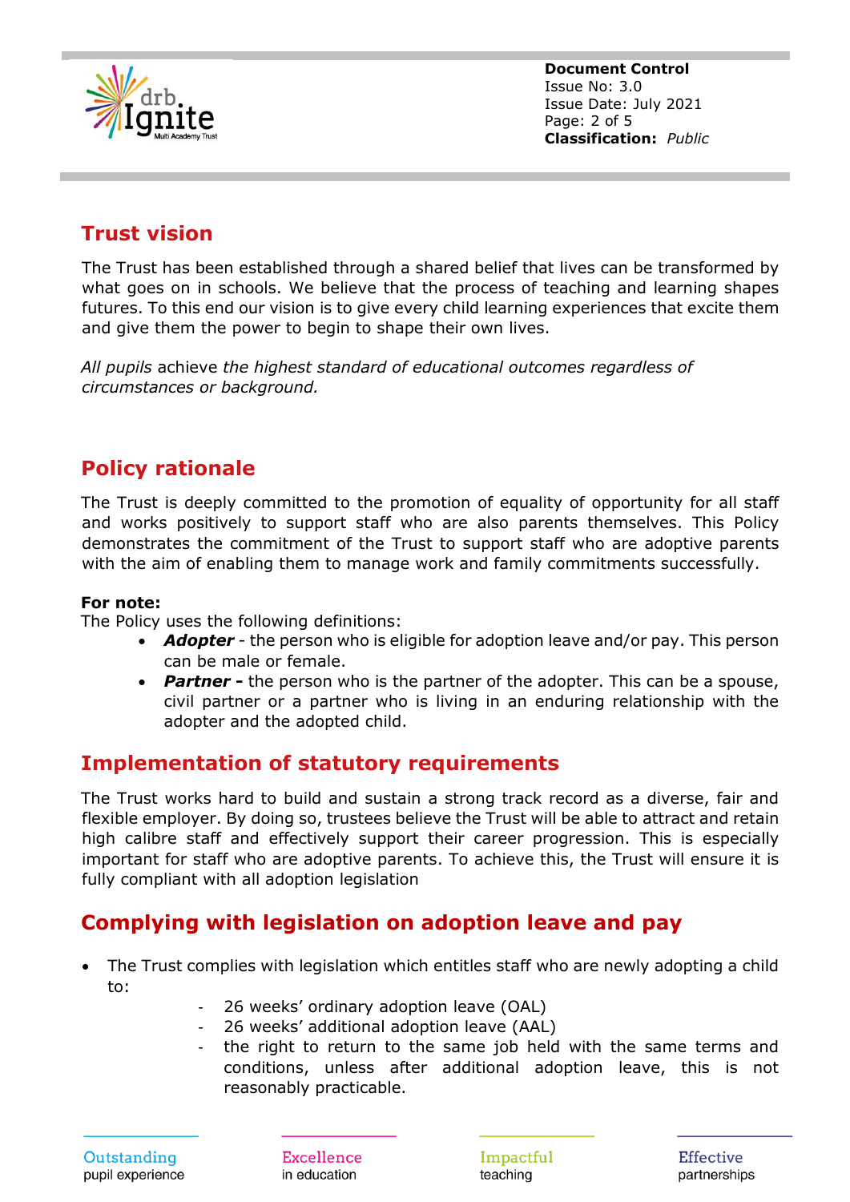## Trust vision

The Trust has been established through a shared belief that lives can be transformed by what goes on in schools. We believe that the process of teaching and learning shapes futures. To this end our vision is to give every child learning experiences that excite them and give them the power to begin to shape their own lives.

*All pupils* achieve *the highest standard of educational outcomes regardless of circumstances or background.*

## Policy rationale

The Trust is deeply committed to the promotion of equality of opportunity for all staff and works positively to support staff who are also parents themselves. This Policy demonstrates the commitment of the Trust to support staff who are adoptive parents with the aim of enabling them to manage work and family commitments successfully.

**For note:**
The Policy uses the following definitions:

- ***Adopter*** - the person who is eligible for adoption leave and/or pay. This person can be male or female.
- ***Partner -*** the person who is the partner of the adopter. This can be a spouse, civil partner or a partner who is living in an enduring relationship with the adopter and the adopted child.

## Implementation of statutory requirements

The Trust works hard to build and sustain a strong track record as a diverse, fair and flexible employer. By doing so, trustees believe the Trust will be able to attract and retain high calibre staff and effectively support their career progression. This is especially important for staff who are adoptive parents. To achieve this, the Trust will ensure it is fully compliant with all adoption legislation

## Complying with legislation on adoption leave and pay

- The Trust complies with legislation which entitles staff who are newly adopting a child to:
  - 26 weeks' ordinary adoption leave (OAL)
  - 26 weeks' additional adoption leave (AAL)
  - the right to return to the same job held with the same terms and conditions, unless after additional adoption leave, this is not reasonably practicable.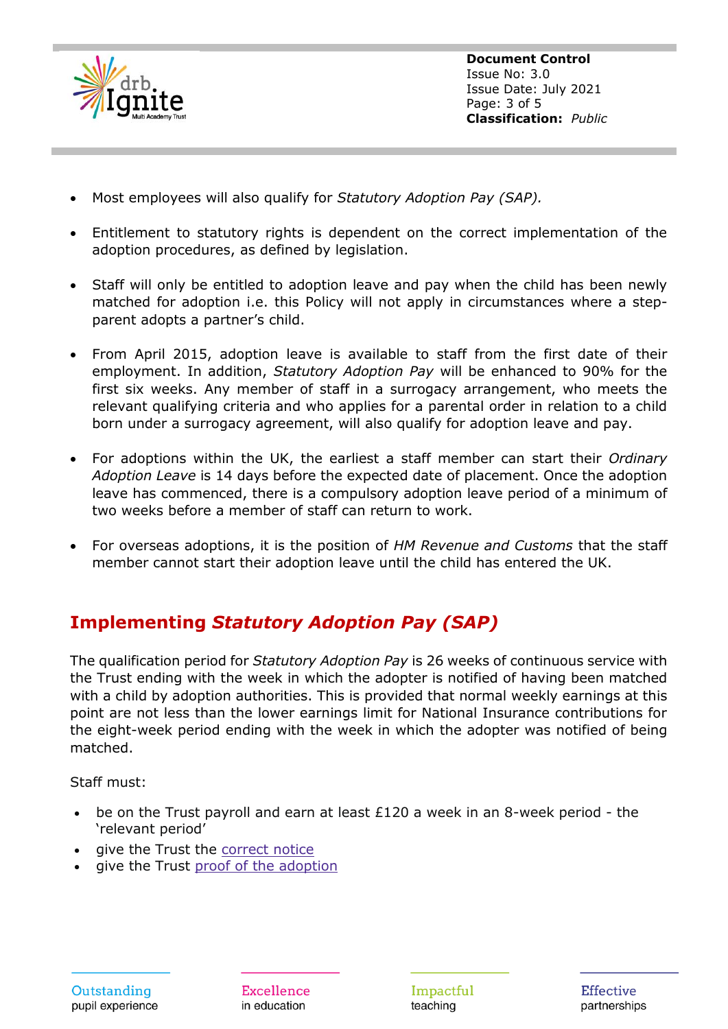- Most employees will also qualify for *Statutory Adoption Pay (SAP).*

- Entitlement to statutory rights is dependent on the correct implementation of the adoption procedures, as defined by legislation.

- Staff will only be entitled to adoption leave and pay when the child has been newly matched for adoption i.e. this Policy will not apply in circumstances where a step-parent adopts a partner's child.

- From April 2015, adoption leave is available to staff from the first date of their employment. In addition, *Statutory Adoption Pay* will be enhanced to 90% for the first six weeks. Any member of staff in a surrogacy arrangement, who meets the relevant qualifying criteria and who applies for a parental order in relation to a child born under a surrogacy agreement, will also qualify for adoption leave and pay.

- For adoptions within the UK, the earliest a staff member can start their *Ordinary Adoption Leave* is 14 days before the expected date of placement. Once the adoption leave has commenced, there is a compulsory adoption leave period of a minimum of two weeks before a member of staff can return to work.

- For overseas adoptions, it is the position of *HM Revenue and Customs* that the staff member cannot start their adoption leave until the child has entered the UK.

## Implementing *Statutory Adoption Pay (SAP)*

The qualification period for *Statutory Adoption Pay* is 26 weeks of continuous service with the Trust ending with the week in which the adopter is notified of having been matched with a child by adoption authorities. This is provided that normal weekly earnings at this point are not less than the lower earnings limit for National Insurance contributions for the eight-week period ending with the week in which the adopter was notified of being matched.

Staff must:

- be on the Trust payroll and earn at least £120 a week in an 8-week period - the 'relevant period'
- give the Trust the correct notice
- give the Trust proof of the adoption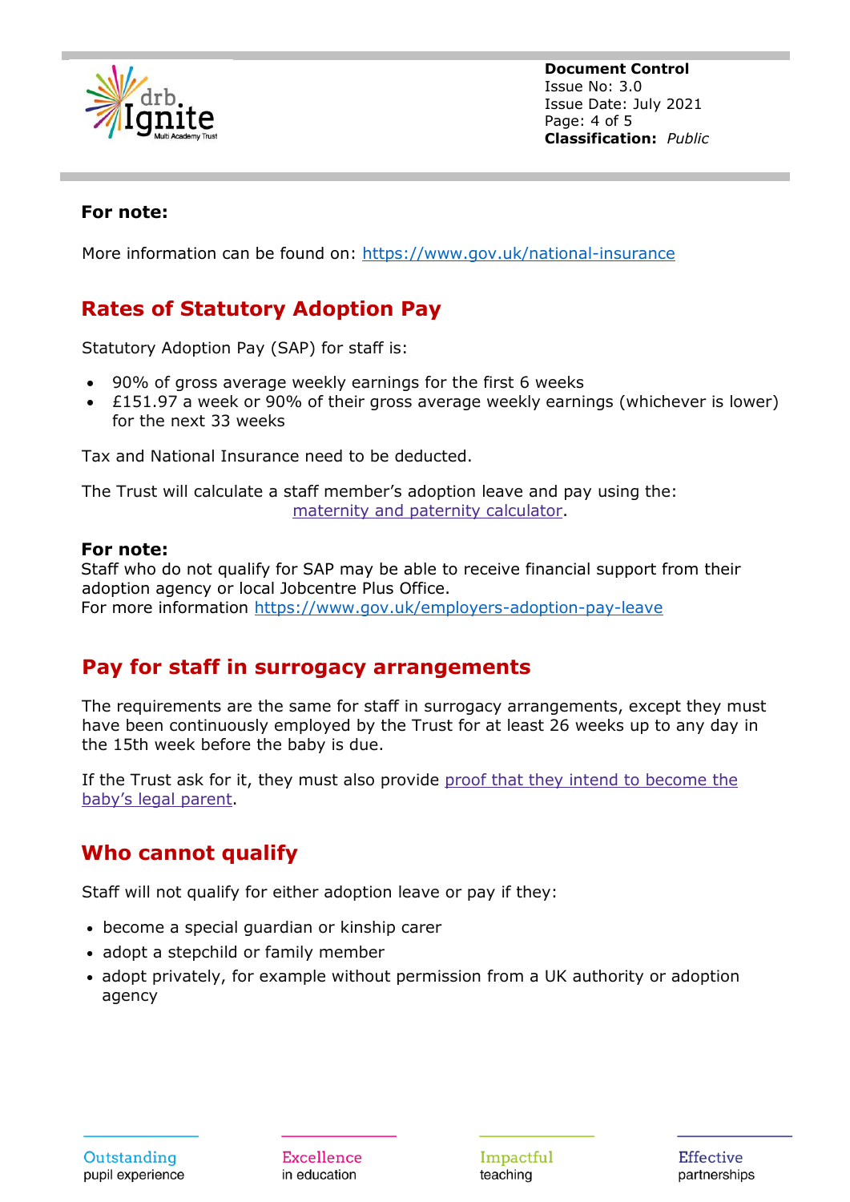**For note:**

More information can be found on: https://www.gov.uk/national-insurance

## Rates of Statutory Adoption Pay

Statutory Adoption Pay (SAP) for staff is:

- 90% of gross average weekly earnings for the first 6 weeks
- £151.97 a week or 90% of their gross average weekly earnings (whichever is lower) for the next 33 weeks

Tax and National Insurance need to be deducted.

The Trust will calculate a staff member's adoption leave and pay using the: maternity and paternity calculator.

**For note:**
Staff who do not qualify for SAP may be able to receive financial support from their adoption agency or local Jobcentre Plus Office.
For more information https://www.gov.uk/employers-adoption-pay-leave

## Pay for staff in surrogacy arrangements

The requirements are the same for staff in surrogacy arrangements, except they must have been continuously employed by the Trust for at least 26 weeks up to any day in the 15th week before the baby is due.

If the Trust ask for it, they must also provide proof that they intend to become the baby's legal parent.

## Who cannot qualify

Staff will not qualify for either adoption leave or pay if they:

- become a special guardian or kinship carer
- adopt a stepchild or family member
- adopt privately, for example without permission from a UK authority or adoption agency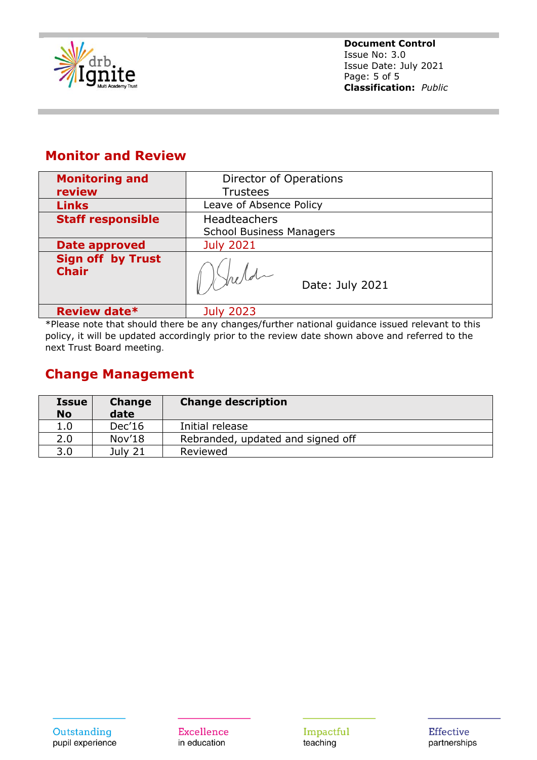## Monitor and Review

| | |
|---|---|
| **Monitoring and review** | Director of Operations<br>Trustees |
| **Links** | Leave of Absence Policy |
| **Staff responsible** | Headteachers<br>School Business Managers |
| **Date approved** | July 2021 |
| **Sign off by Trust Chair** | Date: July 2021 |
| **Review date*** | July 2023 |

*Please note that should there be any changes/further national guidance issued relevant to this policy, it will be updated accordingly prior to the review date shown above and referred to the next Trust Board meeting.

## Change Management

| Issue No | Change date | Change description |
|---|---|---|
| 1.0 | Dec'16 | Initial release |
| 2.0 | Nov'18 | Rebranded, updated and signed off |
| 3.0 | July 21 | Reviewed |